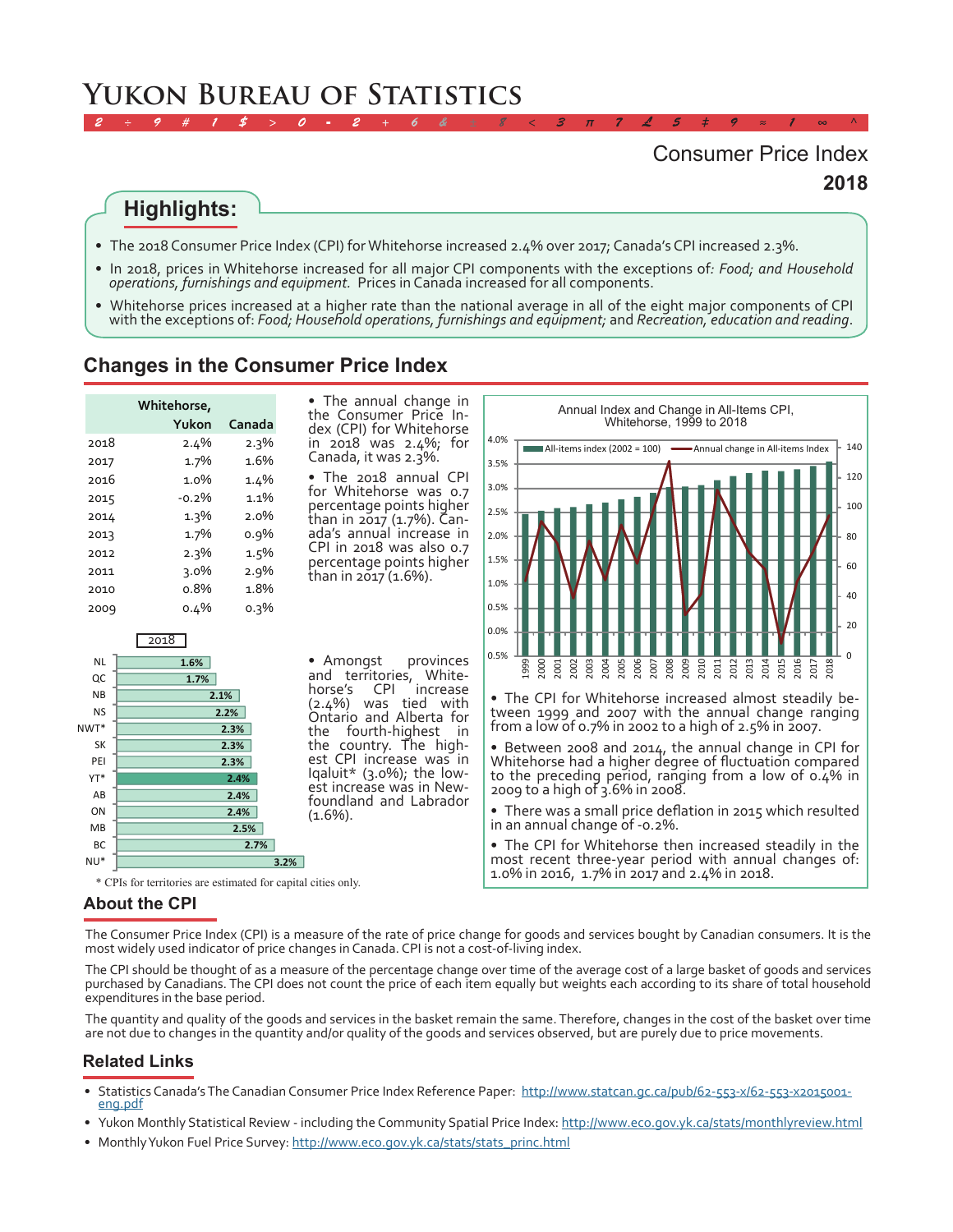# Yukon Bureau of Statistics

## Consumer Price Index
## 2018

### Highlights:

- The 2018 Consumer Price Index (CPI) for Whitehorse increased 2.4% over 2017; Canada's CPI increased 2.3%.
- In 2018, prices in Whitehorse increased for all major CPI components with the exceptions of: *Food; and Household operations, furnishings and equipment.* Prices in Canada increased for all components.
- Whitehorse prices increased at a higher rate than the national average in all of the eight major components of CPI with the exceptions of: *Food; Household operations, furnishings and equipment;* and *Recreation, education and reading*.

## Changes in the Consumer Price Index

| | Whitehorse, Yukon | Canada |
|---|---|---|
| 2018 | 2.4% | 2.3% |
| 2017 | 1.7% | 1.6% |
| 2016 | 1.0% | 1.4% |
| 2015 | -0.2% | 1.1% |
| 2014 | 1.3% | 2.0% |
| 2013 | 1.7% | 0.9% |
| 2012 | 2.3% | 1.5% |
| 2011 | 3.0% | 2.9% |
| 2010 | 0.8% | 1.8% |
| 2009 | 0.4% | 0.3% |

- The annual change in the Consumer Price Index (CPI) for Whitehorse in 2018 was 2.4%; for Canada, it was 2.3%.
- The 2018 annual CPI for Whitehorse was 0.7 percentage points higher than in 2017 (1.7%). Canada's annual increase in CPI in 2018 was also 0.7 percentage points higher than in 2017 (1.6%).

**2018**

| | |
|---|---|
| NL | 1.6% |
| QC | 1.7% |
| NB | 2.1% |
| NS | 2.2% |
| NWT* | 2.3% |
| SK | 2.3% |
| PEI | 2.3% |
| YT* | 2.4% |
| AB | 2.4% |
| ON | 2.4% |
| MB | 2.5% |
| BC | 2.7% |
| NU* | 3.2% |

\* CPIs for territories are estimated for capital cities only.

- Amongst provinces and territories, Whitehorse's CPI increase (2.4%) was tied with Ontario and Alberta for the fourth-highest in the country. The highest CPI increase was in Iqaluit* (3.0%); the lowest increase was in Newfoundland and Labrador (1.6%).

**Annual Index and Change in All-Items CPI, Whitehorse, 1999 to 2018**

- The CPI for Whitehorse increased almost steadily between 1999 and 2007 with the annual change ranging from a low of 0.7% in 2002 to a high of 2.5% in 2007.
- Between 2008 and 2014, the annual change in CPI for Whitehorse had a higher degree of fluctuation compared to the preceding period, ranging from a low of 0.4% in 2009 to a high of 3.6% in 2008.
- There was a small price deflation in 2015 which resulted in an annual change of -0.2%.
- The CPI for Whitehorse then increased steadily in the most recent three-year period with annual changes of: 1.0% in 2016, 1.7% in 2017 and 2.4% in 2018.

## About the CPI

The Consumer Price Index (CPI) is a measure of the rate of price change for goods and services bought by Canadian consumers. It is the most widely used indicator of price changes in Canada. CPI is not a cost-of-living index.

The CPI should be thought of as a measure of the percentage change over time of the average cost of a large basket of goods and services purchased by Canadians. The CPI does not count the price of each item equally but weights each according to its share of total household expenditures in the base period.

The quantity and quality of the goods and services in the basket remain the same. Therefore, changes in the cost of the basket over time are not due to changes in the quantity and/or quality of the goods and services observed, but are purely due to price movements.

## Related Links

- Statistics Canada's The Canadian Consumer Price Index Reference Paper: http://www.statcan.gc.ca/pub/62-553-x/62-553-x2015001-eng.pdf
- Yukon Monthly Statistical Review - including the Community Spatial Price Index: http://www.eco.gov.yk.ca/stats/monthlyreview.html
- Monthly Yukon Fuel Price Survey: http://www.eco.gov.yk.ca/stats/stats_princ.html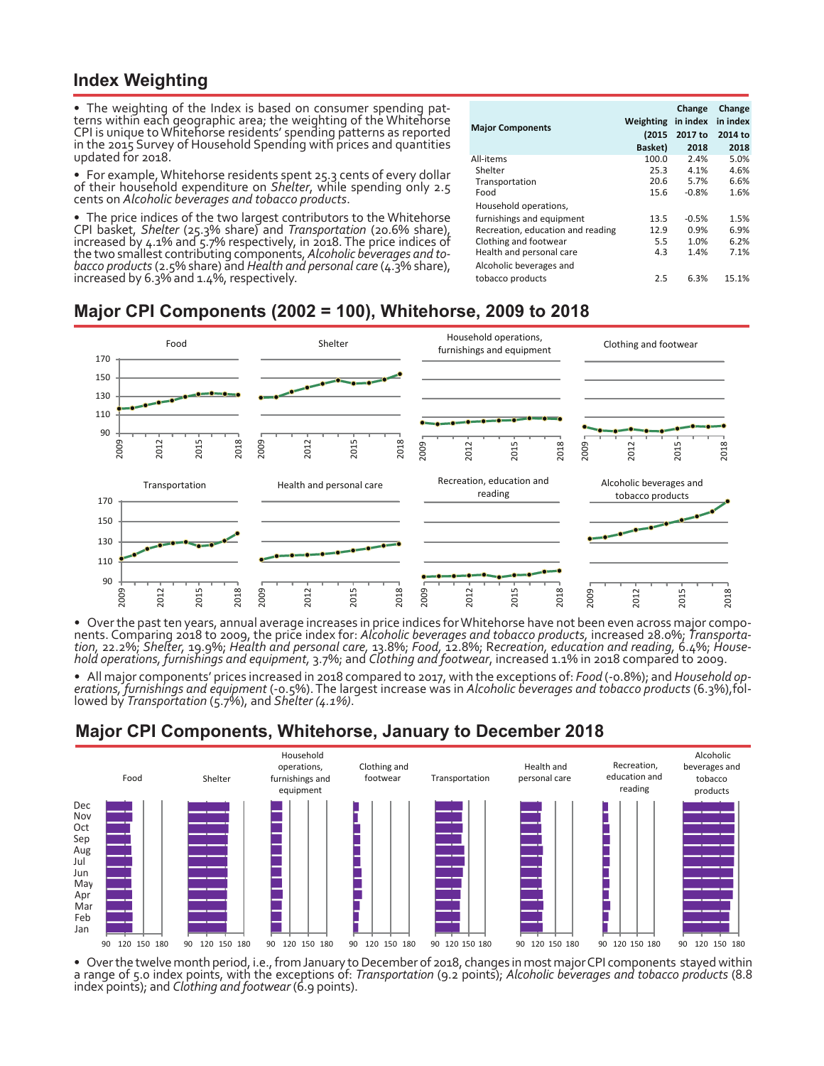## Index Weighting

- The weighting of the Index is based on consumer spending patterns within each geographic area; the weighting of the Whitehorse CPI is unique to Whitehorse residents' spending patterns as reported in the 2015 Survey of Household Spending with prices and quantities updated for 2018.
- For example, Whitehorse residents spent 25.3 cents of every dollar of their household expenditure on *Shelter*, while spending only 2.5 cents on *Alcoholic beverages and tobacco products*.
- The price indices of the two largest contributors to the Whitehorse CPI basket, *Shelter* (25.3% share) and *Transportation* (20.6% share), increased by 4.1% and 5.7% respectively, in 2018. The price indices of the two smallest contributing components, *Alcoholic beverages and tobacco products* (2.5% share) and *Health and personal care* (4.3% share), increased by 6.3% and 1.4%, respectively.

| Major Components | Weighting (2015 Basket) | Change in index 2017 to 2018 | Change in index 2014 to 2018 |
|---|---|---|---|
| All-items | 100.0 | 2.4% | 5.0% |
| Shelter | 25.3 | 4.1% | 4.6% |
| Transportation | 20.6 | 5.7% | 6.6% |
| Food | 15.6 | -0.8% | 1.6% |
| Household operations, furnishings and equipment | 13.5 | -0.5% | 1.5% |
| Recreation, education and reading | 12.9 | 0.9% | 6.9% |
| Clothing and footwear | 5.5 | 1.0% | 6.2% |
| Health and personal care | 4.3 | 1.4% | 7.1% |
| Alcoholic beverages and tobacco products | 2.5 | 6.3% | 15.1% |

## Major CPI Components (2002 = 100), Whitehorse, 2009 to 2018

- Over the past ten years, annual average increases in price indices for Whitehorse have not been even across major components. Comparing 2018 to 2009, the price index for: *Alcoholic beverages and tobacco products*, increased 28.0%; *Transportation*, 22.2%; *Shelter*, 19.9%; *Health and personal care*, 13.8%; *Food*, 12.8%; Recreation, education and reading, 6.4%; *Household operations, furnishings and equipment*, 3.7%; and *Clothing and footwear*, increased 1.1% in 2018 compared to 2009.
- All major components' prices increased in 2018 compared to 2017, with the exceptions of: *Food* (-0.8%); and *Household operations, furnishings and equipment* (-0.5%). The largest increase was in *Alcoholic beverages and tobacco products* (6.3%), followed by *Transportation* (5.7%), and *Shelter (4.1%)*.

## Major CPI Components, Whitehorse, January to December 2018

- Over the twelve month period, i.e., from January to December of 2018, changes in most major CPI components stayed within a range of 5.0 index points, with the exceptions of: *Transportation* (9.2 points); *Alcoholic beverages and tobacco products* (8.8 index points); and *Clothing and footwear* (6.9 points).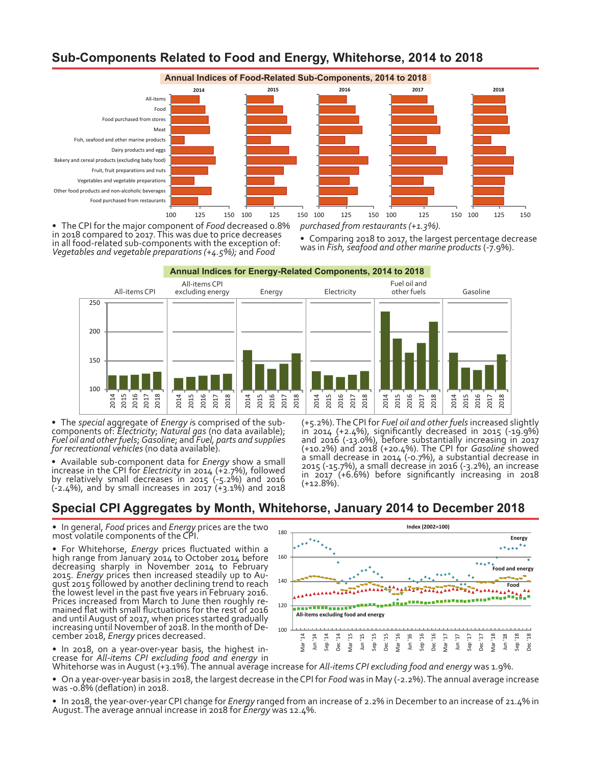## Sub-Components Related to Food and Energy, Whitehorse, 2014 to 2018

**Annual Indices of Food-Related Sub-Components, 2014 to 2018**

- The CPI for the major component of *Food* decreased 0.8% in 2018 compared to 2017. This was due to price decreases in all food-related sub-components with the exception of: *Vegetables and vegetable preparations (+4.5%);* and *Food purchased from restaurants (+1.3%).*
- Comparing 2018 to 2017, the largest percentage decrease was in *Fish, seafood and other marine products* (-7.9%).

**Annual Indices for Energy-Related Components, 2014 to 2018**

- The *special* aggregate of *Energy* is comprised of the sub-components of: *Electricity*; *Natural gas* (no data available); *Fuel oil and other fuels*; *Gasoline*; and *Fuel, parts and supplies for recreational vehicles* (no data available).
- Available sub-component data for *Energy* show a small increase in the CPI for *Electricity* in 2014 (+2.7%), followed by relatively small decreases in 2015 (-5.2%) and 2016 (-2.4%), and by small increases in 2017 (+3.1%) and 2018 (+5.2%). The CPI for *Fuel oil and other fuels* increased slightly in 2014 (+2.4%), significantly decreased in 2015 (-19.9%) and 2016 (-13.0%), before substantially increasing in 2017 (+10.2%) and 2018 (+20.4%). The CPI for *Gasoline* showed a small decrease in 2014 (-0.7%), a substantial decrease in 2015 (-15.7%), a small decrease in 2016 (-3.2%), an increase in 2017 (+6.6%) before significantly increasing in 2018 (+12.8%).

## Special CPI Aggregates by Month, Whitehorse, January 2014 to December 2018

- In general, *Food* prices and *Energy* prices are the two most volatile components of the CPI.
- For Whitehorse, *Energy* prices fluctuated within a high range from January 2014 to October 2014 before decreasing sharply in November 2014 to February 2015. *Energy* prices then increased steadily up to August 2015 followed by another declining trend to reach the lowest level in the past five years in February 2016. Prices increased from March to June then roughly remained flat with small fluctuations for the rest of 2016 and until August of 2017, when prices started gradually increasing until November of 2018. In the month of December 2018, *Energy* prices decreased.
- In 2018, on a year-over-year basis, the highest increase for *All-items CPI excluding food and energy* in Whitehorse was in August (+3.1%). The annual average increase for *All-items CPI excluding food and energy* was 1.9%.
- On a year-over-year basis in 2018, the largest decrease in the CPI for *Food* was in May (-2.2%). The annual average increase was -0.8% (deflation) in 2018.
- In 2018, the year-over-year CPI change for *Energy* ranged from an increase of 2.2% in December to an increase of 21.4% in August. The average annual increase in 2018 for *Energy* was 12.4%.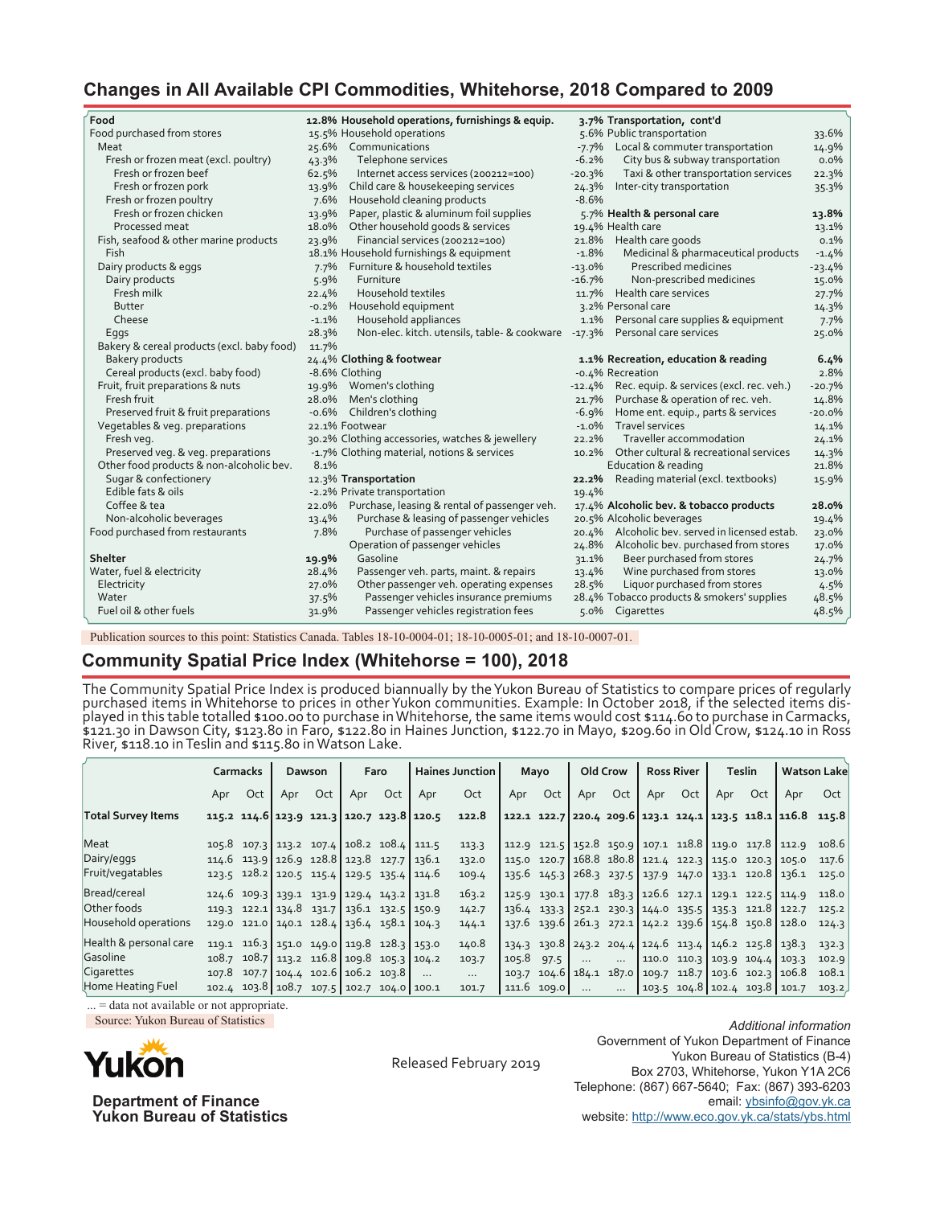## Changes in All Available CPI Commodities, Whitehorse, 2018 Compared to 2009

| | | | | | |
|---|---|---|---|---|---|
| **Food** | **12.8%** | **Household operations, furnishings & equip.** | **3.7%** | **Transportation, cont'd** | |
| Food purchased from stores | 15.5% | Household operations | 5.6% | Public transportation | 33.6% |
| Meat | 25.6% | Communications | -7.7% | Local & commuter transportation | 14.9% |
| Fresh or frozen meat (excl. poultry) | 43.3% | Telephone services | -6.2% | City bus & subway transportation | 0.0% |
| Fresh or frozen beef | 62.5% | Internet access services (200212=100) | -20.3% | Taxi & other transportation services | 22.3% |
| Fresh or frozen pork | 13.9% | Child care & housekeeping services | 24.3% | Inter-city transportation | 35.3% |
| Fresh or frozen poultry | 7.6% | Household cleaning products | -8.6% | | |
| Fresh or frozen chicken | 13.9% | Paper, plastic & aluminum foil supplies | 5.7% | **Health & personal care** | **13.8%** |
| Processed meat | 18.0% | Other household goods & services | 19.4% | Health care | 13.1% |
| Fish, seafood & other marine products | 23.9% | Financial services (200212=100) | 21.8% | Health care goods | 0.1% |
| Fish | 18.1% | Household furnishings & equipment | -1.8% | Medicinal & pharmaceutical products | -1.4% |
| Dairy products & eggs | 7.7% | Furniture & household textiles | -13.0% | Prescribed medicines | -23.4% |
| Dairy products | 5.9% | Furniture | -16.7% | Non-prescribed medicines | 15.0% |
| Fresh milk | 22.4% | Household textiles | 11.7% | Health care services | 27.7% |
| Butter | -0.2% | Household equipment | 3.2% | Personal care | 14.3% |
| Cheese | -1.1% | Household appliances | 1.1% | Personal care supplies & equipment | 7.7% |
| Eggs | 28.3% | Non-elec. kitch. utensils, table- & cookware | -17.3% | Personal care services | 25.0% |
| Bakery & cereal products (excl. baby food) | 11.7% | | | | |
| Bakery products | 24.4% | **Clothing & footwear** | **1.1%** | **Recreation, education & reading** | **6.4%** |
| Cereal products (excl. baby food) | -8.6% | Clothing | -0.4% | Recreation | 2.8% |
| Fruit, fruit preparations & nuts | 19.9% | Women's clothing | -12.4% | Rec. equip. & services (excl. rec. veh.) | -20.7% |
| Fresh fruit | 28.0% | Men's clothing | 21.7% | Purchase & operation of rec. veh. | 14.8% |
| Preserved fruit & fruit preparations | -0.6% | Children's clothing | -6.9% | Home ent. equip., parts & services | -20.0% |
| Vegetables & veg. preparations | 22.1% | Footwear | -1.0% | Travel services | 14.1% |
| Fresh veg. | 30.2% | Clothing accessories, watches & jewellery | 22.2% | Traveller accommodation | 24.1% |
| Preserved veg. & veg. preparations | -1.7% | Clothing material, notions & services | 10.2% | Other cultural & recreational services | 14.3% |
| Other food products & non-alcoholic bev. | 8.1% | | | Education & reading | 21.8% |
| Sugar & confectionery | 12.3% | **Transportation** | **22.2%** | Reading material (excl. textbooks) | 15.9% |
| Edible fats & oils | -2.2% | Private transportation | 19.4% | | |
| Coffee & tea | 22.0% | Purchase, leasing & rental of passenger veh. | 17.4% | **Alcoholic bev. & tobacco products** | **28.0%** |
| Non-alcoholic beverages | 13.4% | Purchase & leasing of passenger vehicles | 20.5% | Alcoholic beverages | 19.4% |
| Food purchased from restaurants | 7.8% | Purchase of passenger vehicles | 20.4% | Alcoholic bev. served in licensed estab. | 23.0% |
| | | Operation of passenger vehicles | 24.8% | Alcoholic bev. purchased from stores | 17.0% |
| **Shelter** | **19.9%** | Gasoline | 31.1% | Beer purchased from stores | 24.7% |
| Water, fuel & electricity | 28.4% | Passenger veh. parts, maint. & repairs | 13.4% | Wine purchased from stores | 13.0% |
| Electricity | 27.0% | Other passenger veh. operating expenses | 28.5% | Liquor purchased from stores | 4.5% |
| Water | 37.5% | Passenger vehicles insurance premiums | 28.4% | Tobacco products & smokers' supplies | 48.5% |
| Fuel oil & other fuels | 31.9% | Passenger vehicles registration fees | 5.0% | Cigarettes | 48.5% |

Publication sources to this point: Statistics Canada. Tables 18-10-0004-01; 18-10-0005-01; and 18-10-0007-01.

## Community Spatial Price Index (Whitehorse = 100), 2018

The Community Spatial Price Index is produced biannually by the Yukon Bureau of Statistics to compare prices of regularly purchased items in Whitehorse to prices in other Yukon communities. Example: In October 2018, if the selected items displayed in this table totalled $100.00 to purchase in Whitehorse, the same items would cost $114.60 to purchase in Carmacks, $121.30 in Dawson City, $123.80 in Faro, $122.80 in Haines Junction, $122.70 in Mayo, $209.60 in Old Crow, $124.10 in Ross River, $118.10 in Teslin and $115.80 in Watson Lake.

| | Carmacks | | Dawson | | Faro | | Haines Junction | | Mayo | | Old Crow | | Ross River | | Teslin | | Watson Lake | |
|---|---|---|---|---|---|---|---|---|---|---|---|---|---|---|---|---|---|---|
| | Apr | Oct | Apr | Oct | Apr | Oct | Apr | Oct | Apr | Oct | Apr | Oct | Apr | Oct | Apr | Oct | Apr | Oct |
| **Total Survey Items** | **115.2** | **114.6** | **123.9** | **121.3** | **120.7** | **123.8** | **120.5** | **122.8** | **122.1** | **122.7** | **220.4** | **209.6** | **123.1** | **124.1** | **123.5** | **118.1** | **116.8** | **115.8** |
| Meat | 105.8 | 107.3 | 113.2 | 107.4 | 108.2 | 108.4 | 111.5 | 113.3 | 112.9 | 121.5 | 152.8 | 150.9 | 107.1 | 118.8 | 119.0 | 117.8 | 112.9 | 108.6 |
| Dairy/eggs | 114.6 | 113.9 | 126.9 | 128.8 | 123.8 | 127.7 | 136.1 | 132.0 | 115.0 | 120.7 | 168.8 | 180.8 | 121.4 | 122.3 | 115.0 | 120.3 | 105.0 | 117.6 |
| Fruit/vegetables | 123.5 | 128.2 | 120.5 | 115.4 | 129.5 | 135.4 | 114.6 | 109.4 | 135.6 | 145.3 | 268.3 | 237.5 | 137.9 | 147.0 | 133.1 | 120.8 | 136.1 | 125.0 |
| Bread/cereal | 124.6 | 109.3 | 139.1 | 131.9 | 129.4 | 143.2 | 131.8 | 163.2 | 125.9 | 130.1 | 177.8 | 183.3 | 126.6 | 127.1 | 129.1 | 122.5 | 114.9 | 118.0 |
| Other foods | 119.3 | 122.1 | 134.8 | 131.7 | 136.1 | 132.5 | 150.9 | 142.7 | 136.4 | 133.3 | 252.1 | 230.3 | 144.0 | 135.5 | 135.3 | 121.8 | 117.2 | 125.2 |
| Household operations | 129.0 | 121.0 | 140.1 | 128.4 | 136.4 | 158.1 | 104.3 | 144.1 | 137.6 | 139.6 | 261.3 | 272.1 | 142.2 | 139.6 | 154.8 | 150.8 | 128.0 | 124.3 |
| Health & personal care | 119.1 | 116.3 | 151.0 | 149.0 | 119.8 | 128.3 | 153.0 | 140.8 | 134.3 | 130.8 | 243.2 | 204.4 | 124.6 | 113.4 | 146.2 | 125.8 | 138.3 | 132.3 |
| Gasoline | 108.7 | 108.7 | 113.2 | 116.8 | 109.8 | 105.3 | 104.2 | 103.7 | 105.8 | 97.5 | ... | ... | 110.0 | 110.3 | 103.9 | 104.4 | 103.3 | 102.9 |
| Cigarettes | 107.8 | 107.7 | 104.4 | 102.6 | 106.2 | 103.8 | ... | ... | 103.7 | 104.6 | 184.1 | 187.0 | 109.7 | 118.7 | 103.6 | 102.3 | 106.8 | 108.1 |
| Home Heating Fuel | 102.4 | 103.8 | 108.7 | 107.5 | 102.7 | 104.0 | 100.1 | 101.7 | 111.6 | 109.0 | ... | ... | 103.5 | 104.8 | 102.4 | 103.8 | 101.7 | 103.2 |

... = data not available or not appropriate.

Source: Yukon Bureau of Statistics

Yukon

**Department of Finance**
**Yukon Bureau of Statistics**

Released February 2019

*Additional information*
Government of Yukon Department of Finance
Yukon Bureau of Statistics (B-4)
Box 2703, Whitehorse, Yukon Y1A 2C6
Telephone: (867) 667-5640; Fax: (867) 393-6203
email: ybsinfo@gov.yk.ca
website: http://www.eco.gov.yk.ca/stats/ybs.html